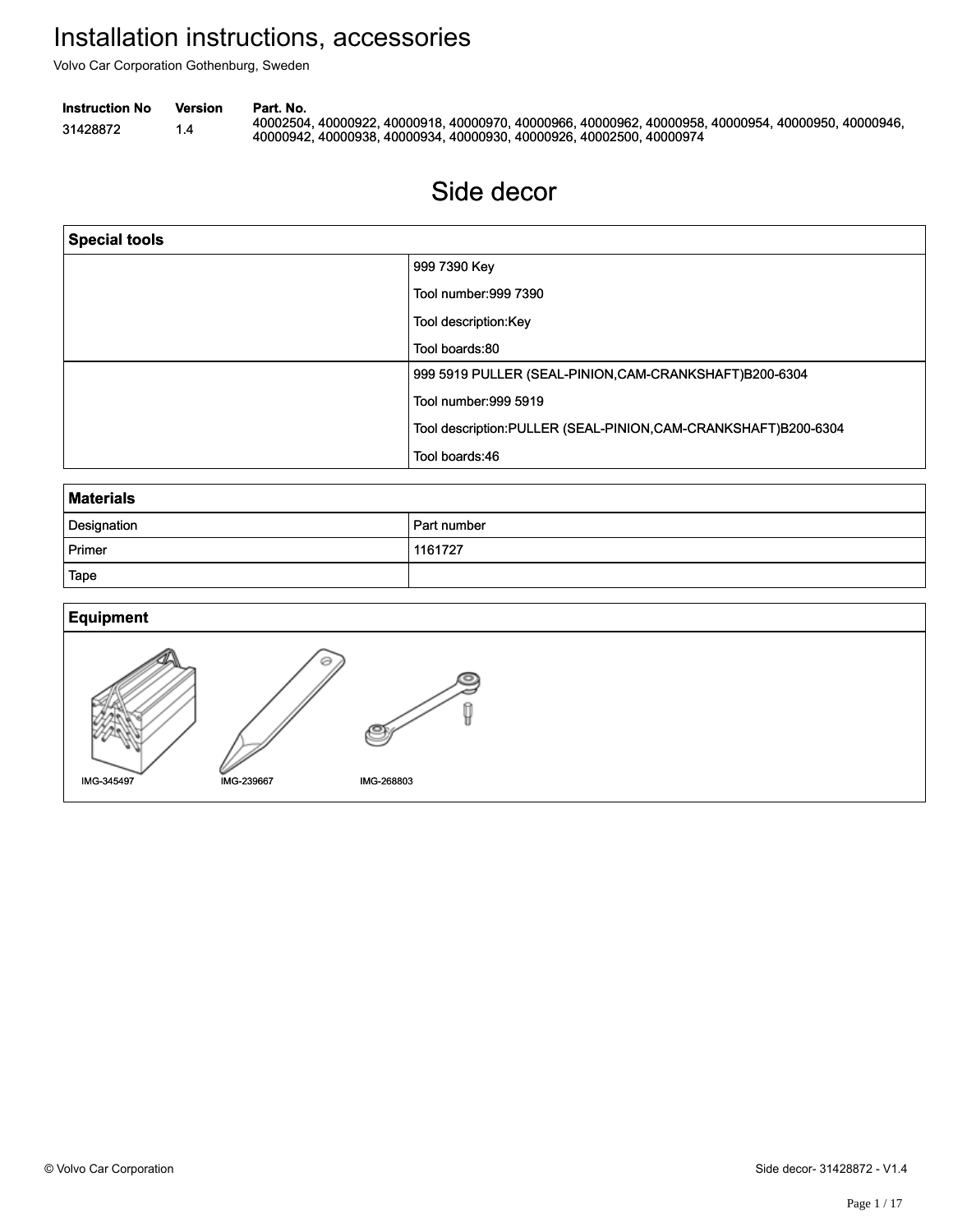# Installation instructions, accessories

Volvo Car Corporation Gothenburg, Sweden

| Instruction No | Version | Part. No. |
| --- | --- | --- |
| 31428872 | 1.4 | 40002504, 40000922, 40000918, 40000970, 40000966, 40000962, 40000958, 40000954, 40000950, 40000946, 40000942, 40000938, 40000934, 40000930, 40000926, 40002500, 40000974 |

## Side decor

| Special tools | |
| --- | --- |
| | 999 7390 Key<br>Tool number:999 7390<br>Tool description:Key<br>Tool boards:80 |
| | 999 5919 PULLER (SEAL-PINION,CAM-CRANKSHAFT)B200-6304<br>Tool number:999 5919<br>Tool description:PULLER (SEAL-PINION,CAM-CRANKSHAFT)B200-6304<br>Tool boards:46 |

| Materials | |
| --- | --- |
| Designation | Part number |
| Primer | 1161727 |
| Tape | |

### Equipment

IMG-345497 IMG-239667 IMG-268803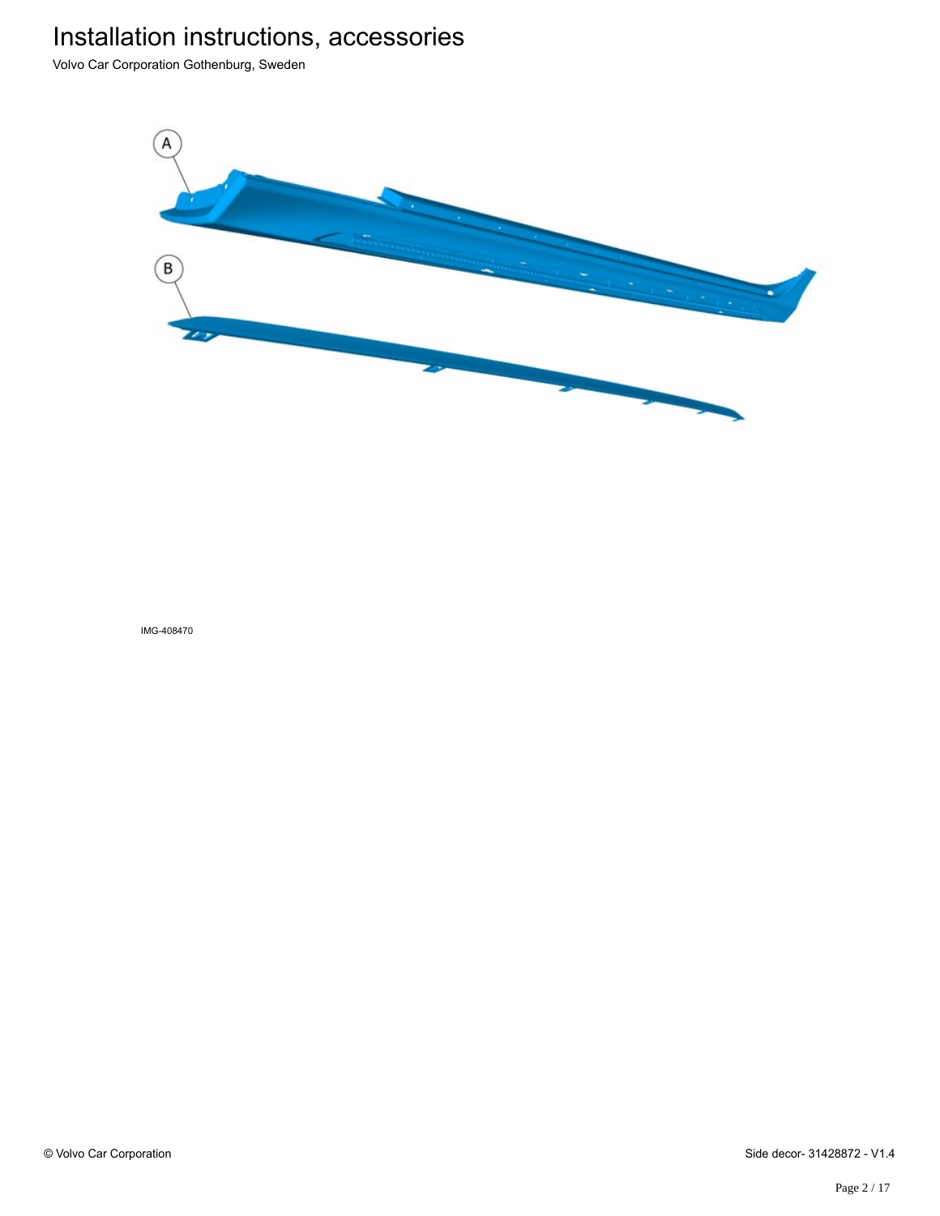A

B

IMG-408470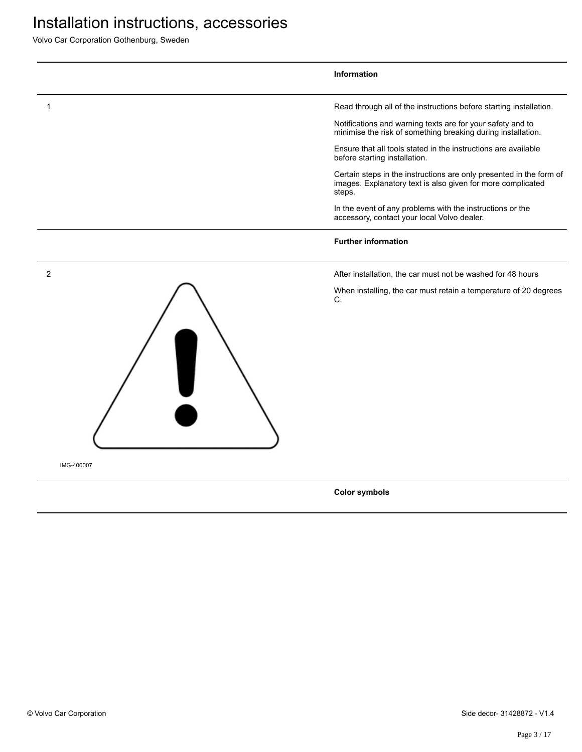# Installation instructions, accessories

Volvo Car Corporation Gothenburg, Sweden

**Information**

1

Read through all of the instructions before starting installation.

Notifications and warning texts are for your safety and to minimise the risk of something breaking during installation.

Ensure that all tools stated in the instructions are available before starting installation.

Certain steps in the instructions are only presented in the form of images. Explanatory text is also given for more complicated steps.

In the event of any problems with the instructions or the accessory, contact your local Volvo dealer.

**Further information**

2

IMG-400007

After installation, the car must not be washed for 48 hours

When installing, the car must retain a temperature of 20 degrees C.

**Color symbols**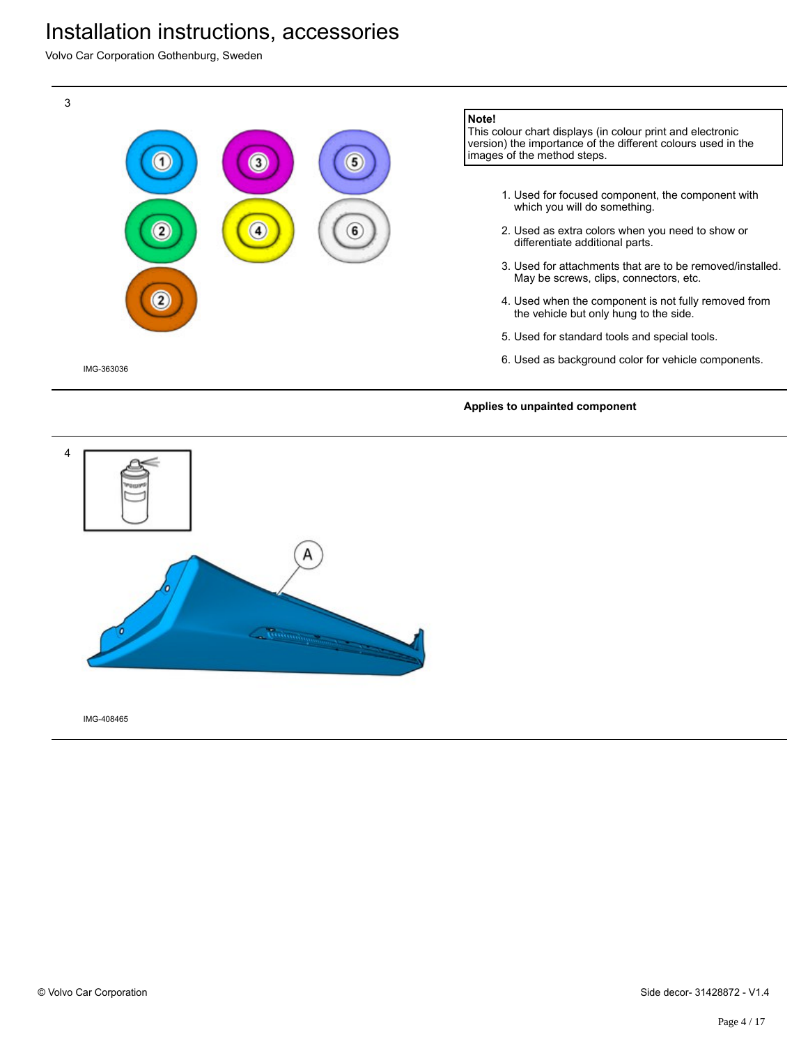3

IMG-363036

**Note!**
This colour chart displays (in colour print and electronic version) the importance of the different colours used in the images of the method steps.

1. Used for focused component, the component with which you will do something.
2. Used as extra colors when you need to show or differentiate additional parts.
3. Used for attachments that are to be removed/installed. May be screws, clips, connectors, etc.
4. Used when the component is not fully removed from the vehicle but only hung to the side.
5. Used for standard tools and special tools.
6. Used as background color for vehicle components.

**Applies to unpainted component**

4

IMG-408465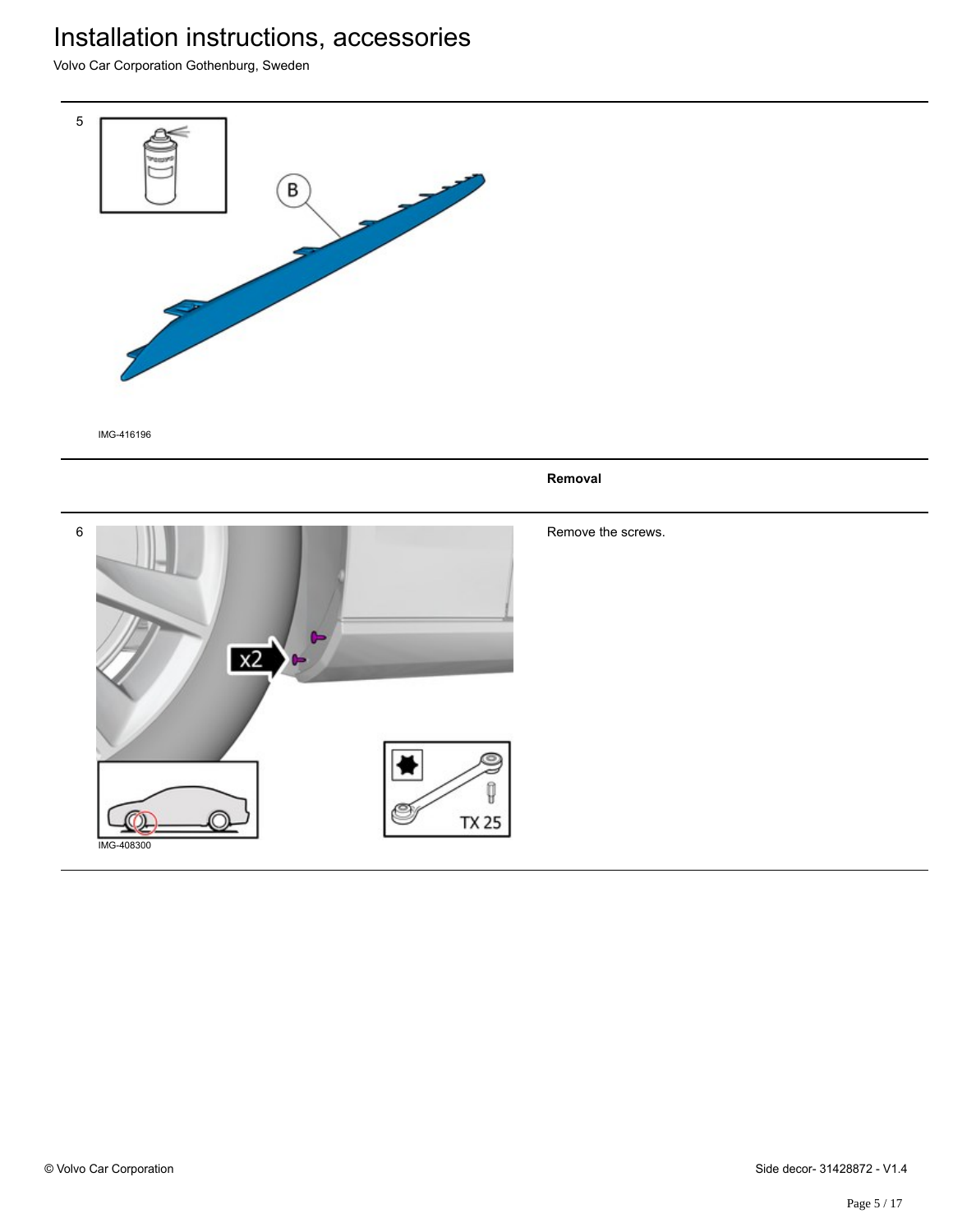5

IMG-416196

**Removal**

6

IMG-408300

Remove the screws.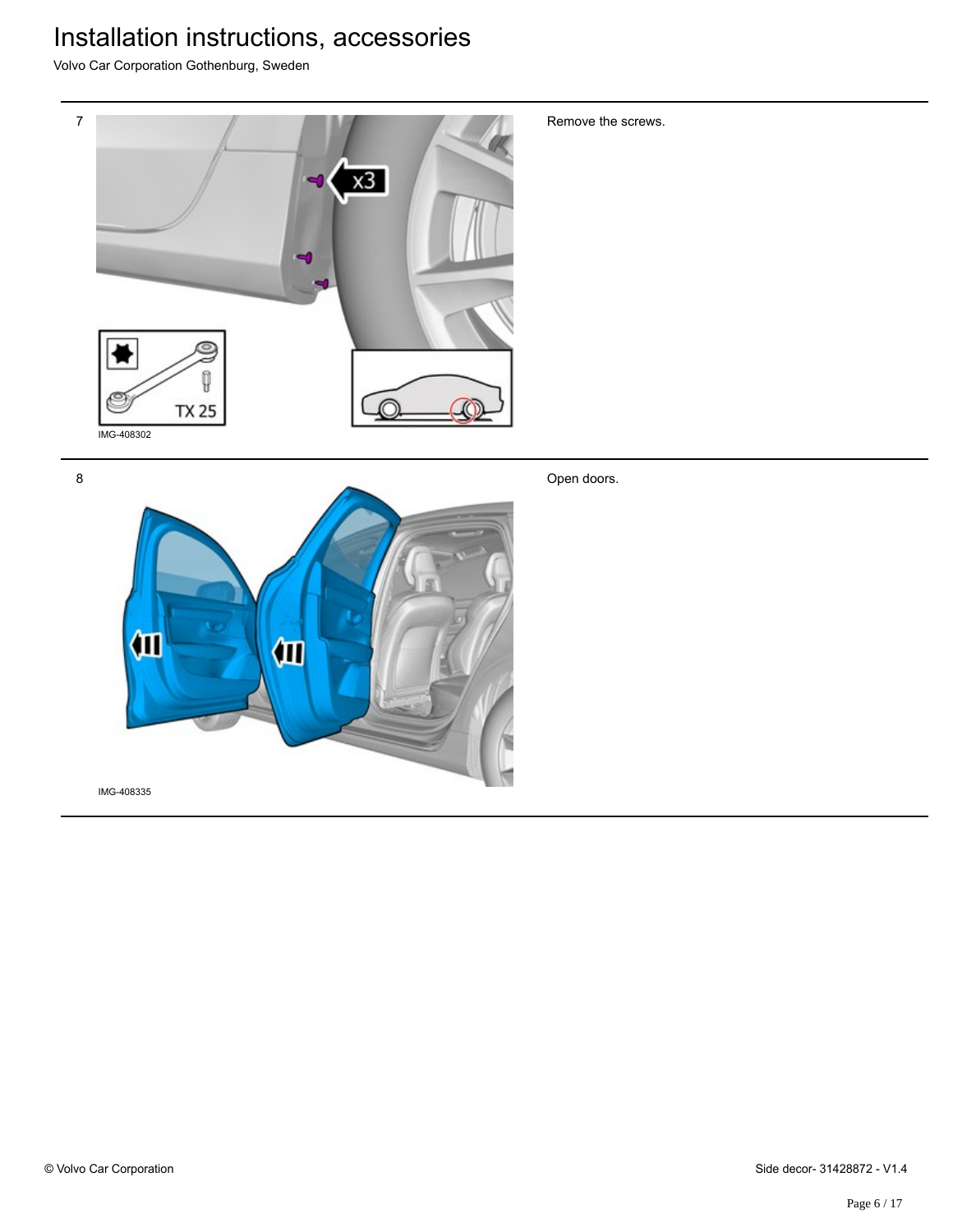7

Remove the screws.

IMG-408302

8

Open doors.

IMG-408335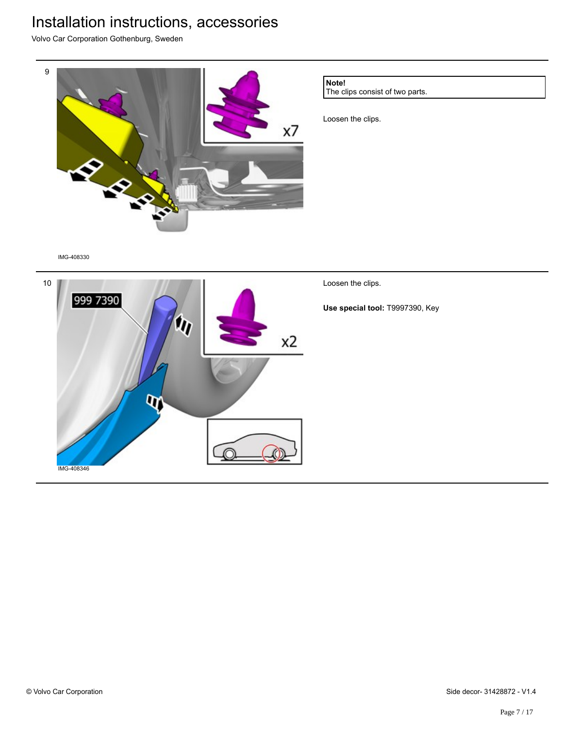9

IMG-408330

**Note!**
The clips consist of two parts.

Loosen the clips.

10

IMG-408346

Loosen the clips.

**Use special tool:** T9997390, Key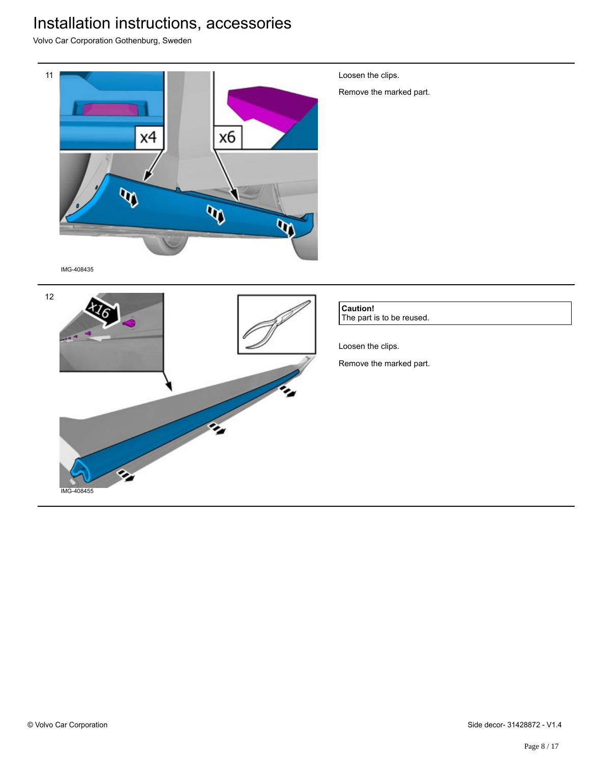11

IMG-408435

Loosen the clips.

Remove the marked part.

12

IMG-408455

**Caution!**
The part is to be reused.

Loosen the clips.

Remove the marked part.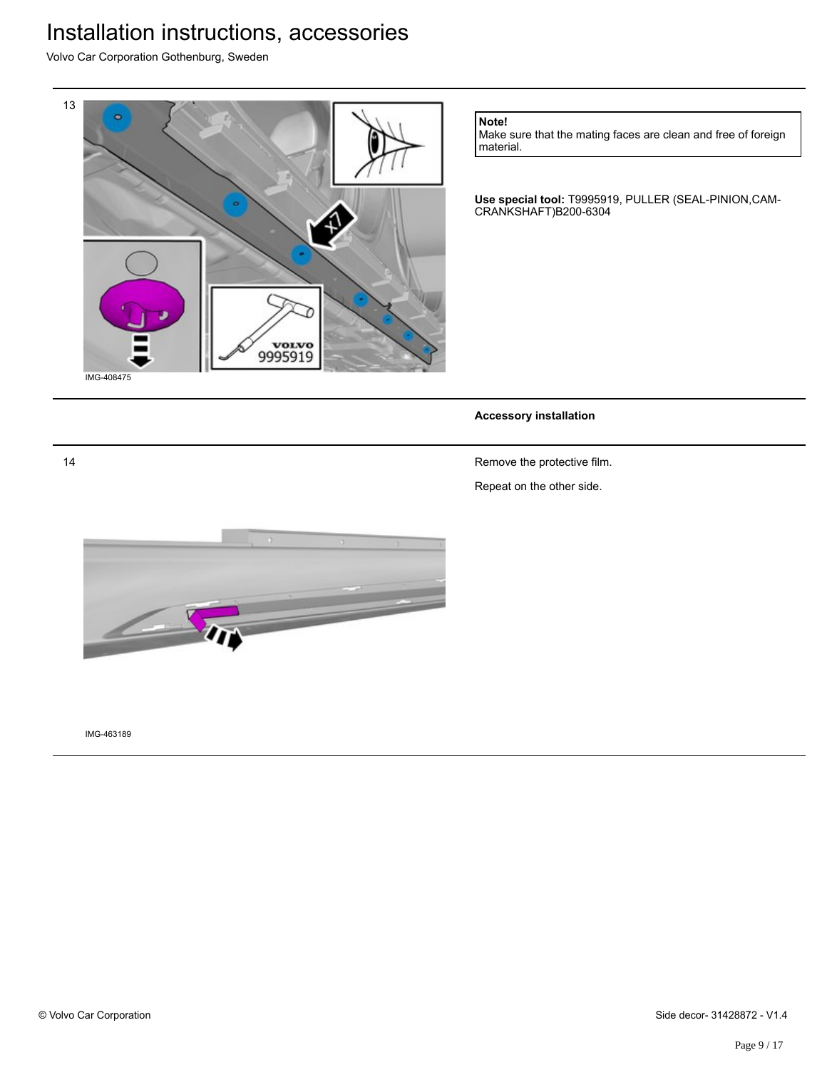13

IMG-408475

**Note!**
Make sure that the mating faces are clean and free of foreign material.

**Use special tool:** T9995919, PULLER (SEAL-PINION,CAM-CRANKSHAFT)B200-6304

**Accessory installation**

14

IMG-463189

Remove the protective film.

Repeat on the other side.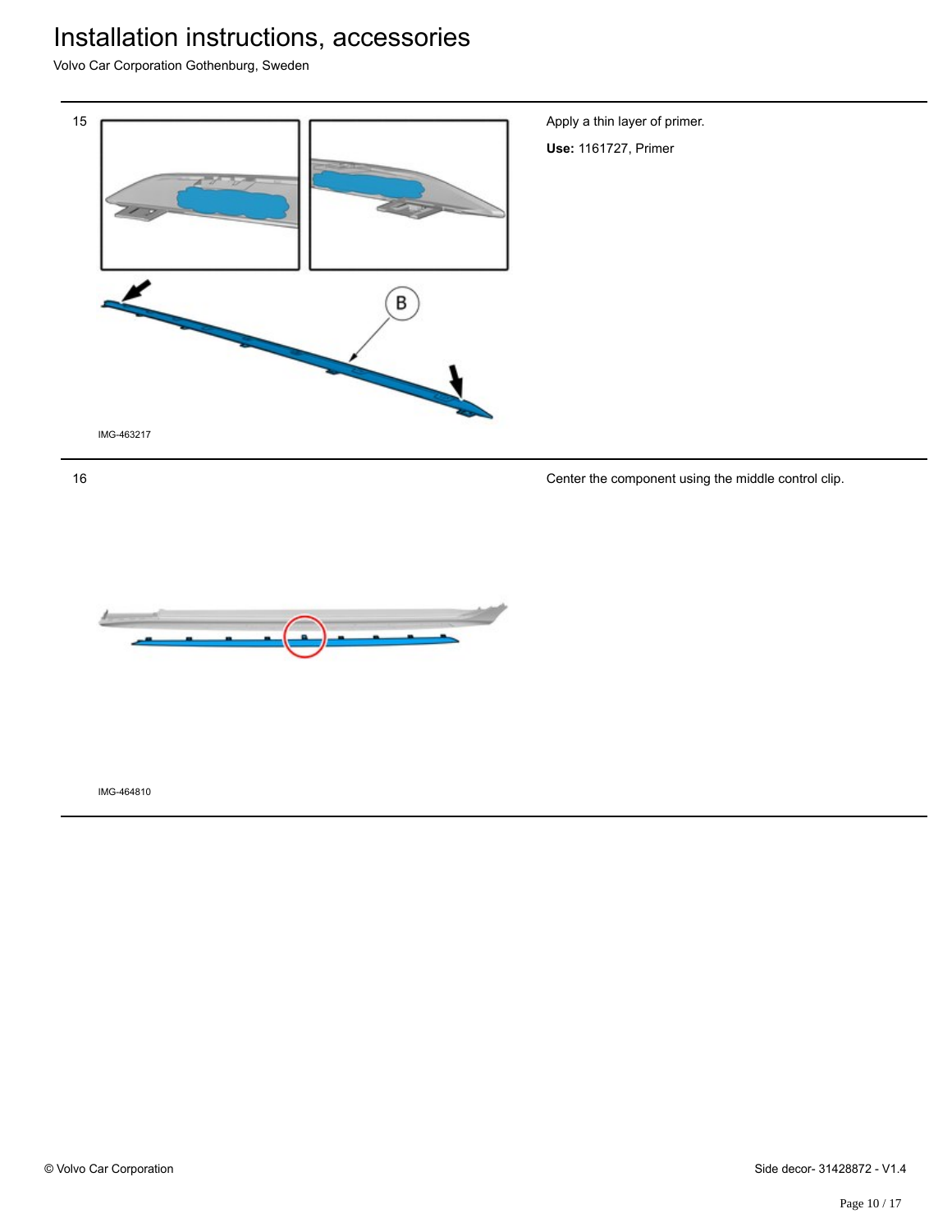15

IMG-463217

Apply a thin layer of primer.

**Use:** 1161727, Primer

16

IMG-464810

Center the component using the middle control clip.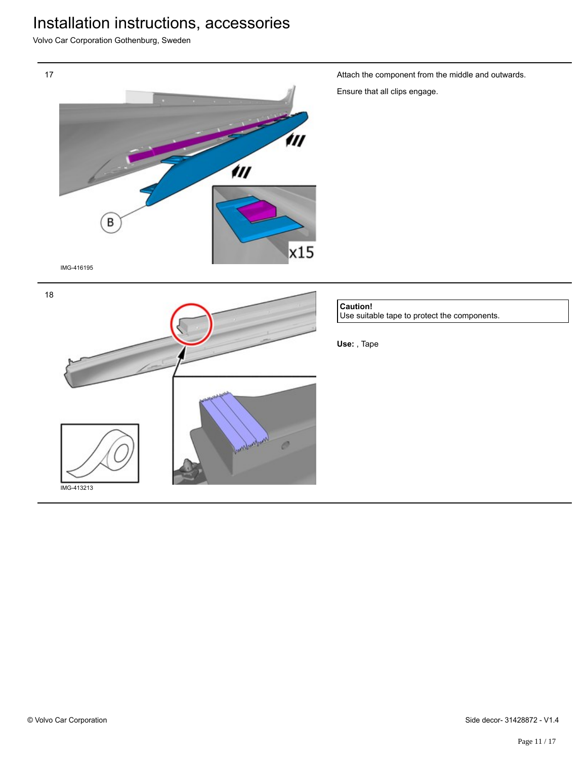17

IMG-416195

Attach the component from the middle and outwards.

Ensure that all clips engage.

18

IMG-413213

**Caution!**
Use suitable tape to protect the components.

**Use:** , Tape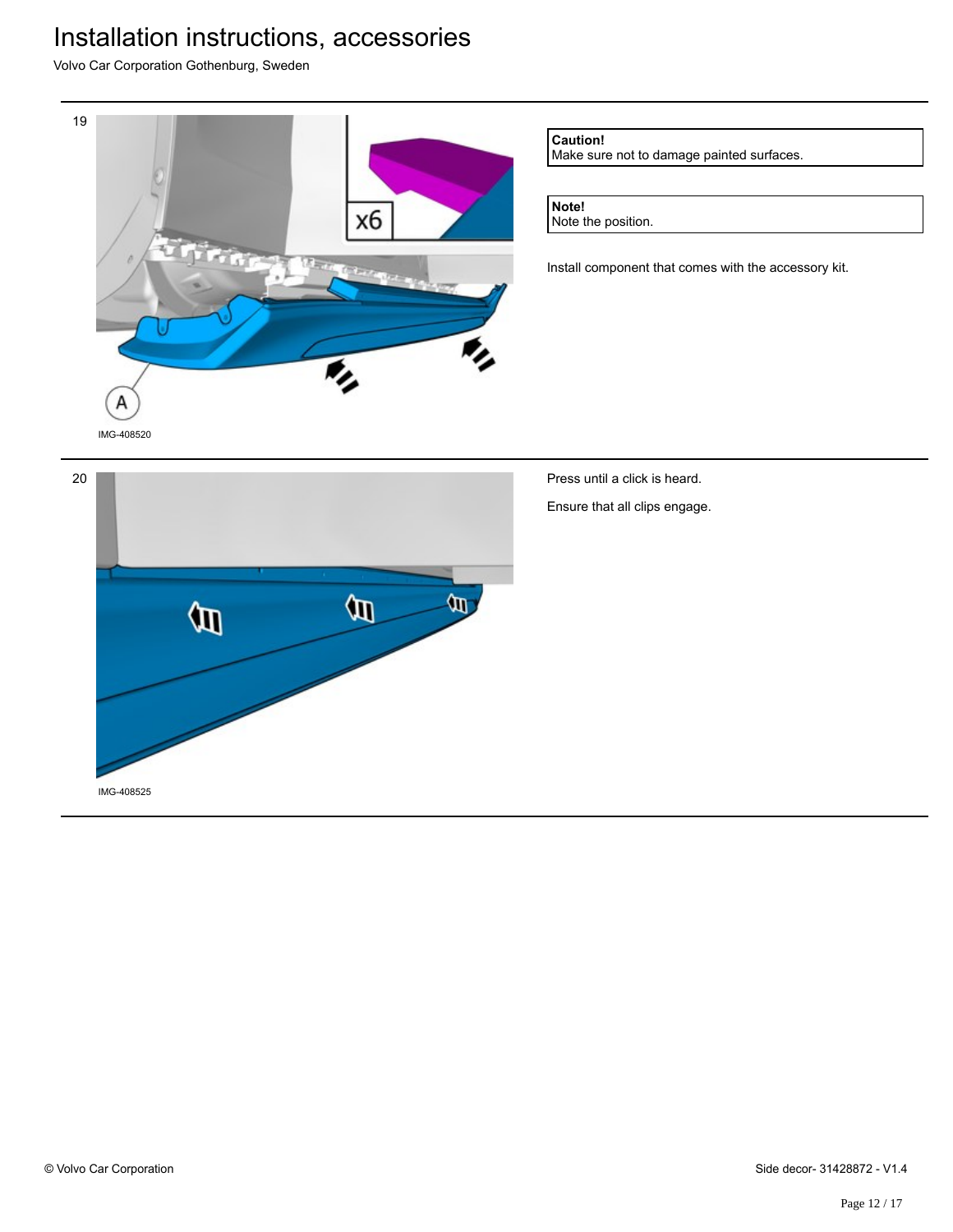19

IMG-408520

**Caution!**
Make sure not to damage painted surfaces.

**Note!**
Note the position.

Install component that comes with the accessory kit.

20

IMG-408525

Press until a click is heard.

Ensure that all clips engage.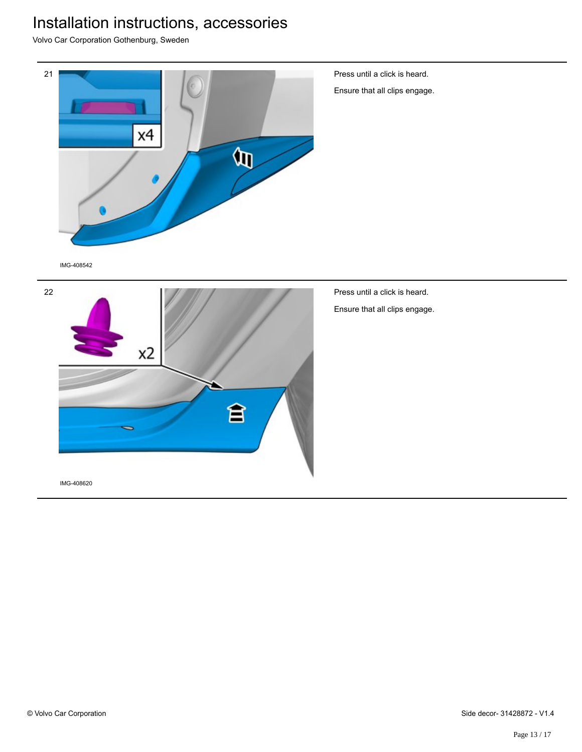21

IMG-408542

Press until a click is heard.

Ensure that all clips engage.

22

IMG-408620

Press until a click is heard.

Ensure that all clips engage.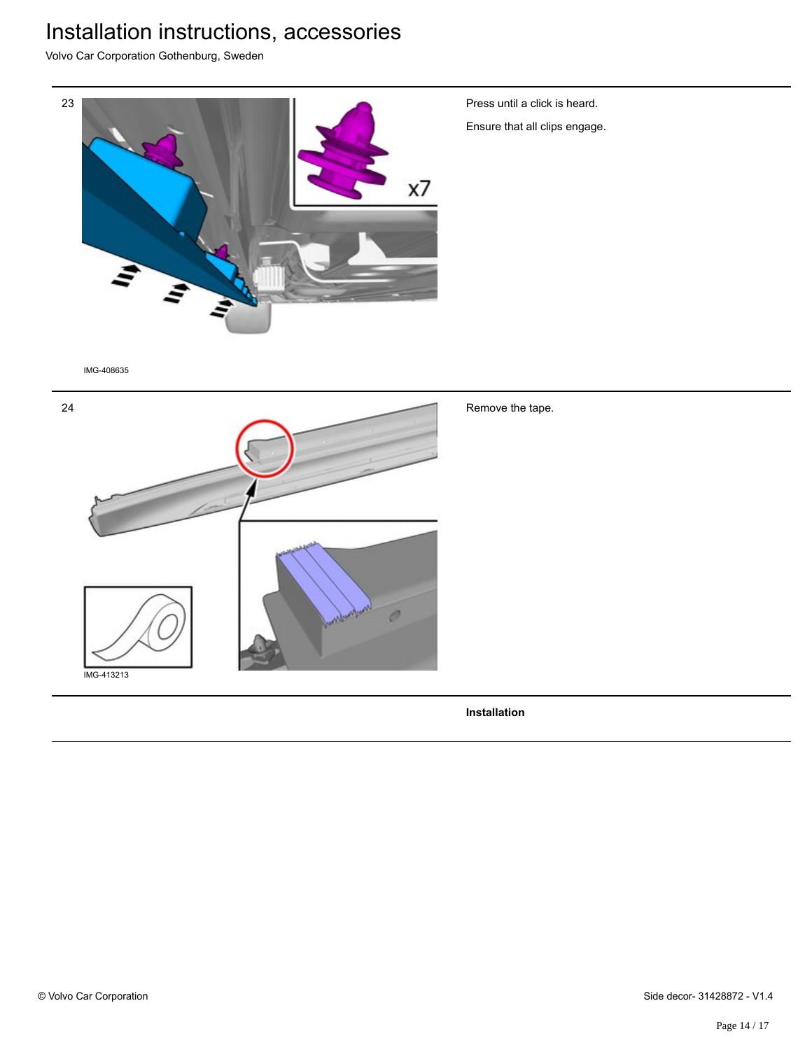23

Press until a click is heard.

Ensure that all clips engage.

IMG-408635

24

Remove the tape.

IMG-413213

**Installation**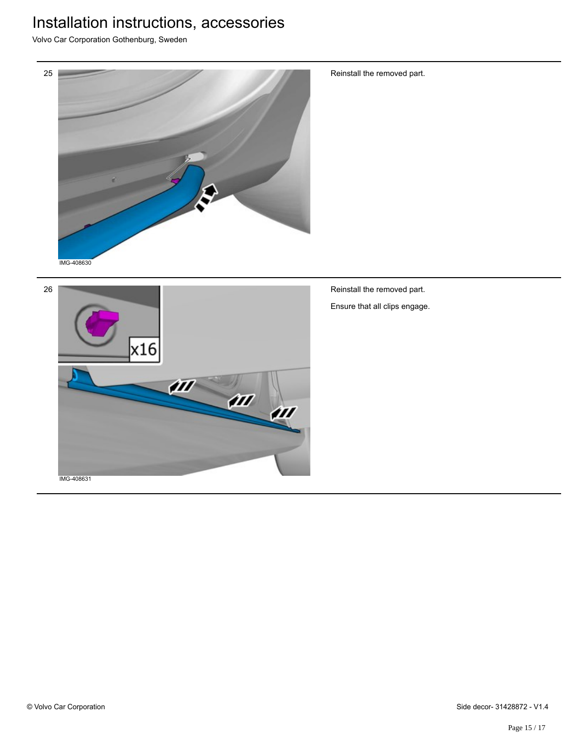25

IMG-408630

Reinstall the removed part.

26

x16

IMG-408631

Reinstall the removed part.

Ensure that all clips engage.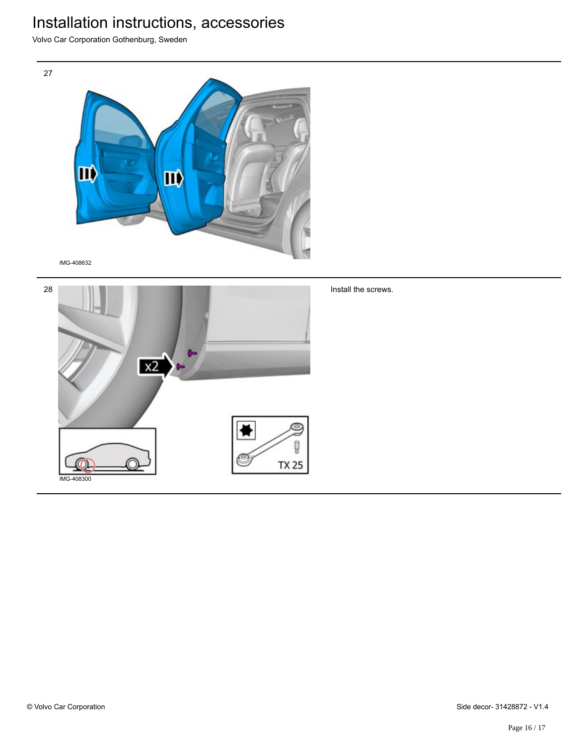27

IMG-408632

28

Install the screws.

IMG-408300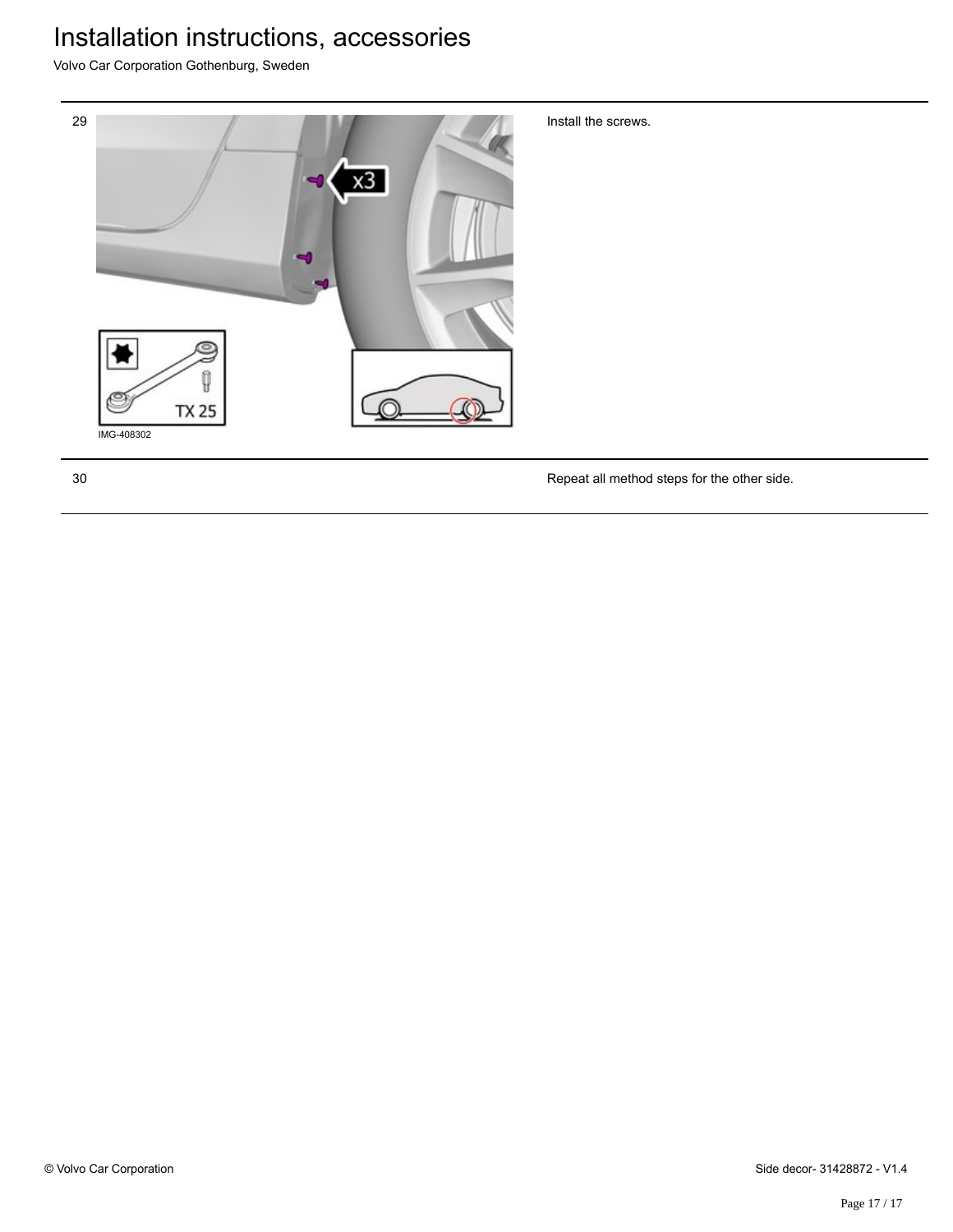| | | |
|---|---|---|
| 29 | IMG-408302 | Install the screws. |
| 30 | | Repeat all method steps for the other side. |